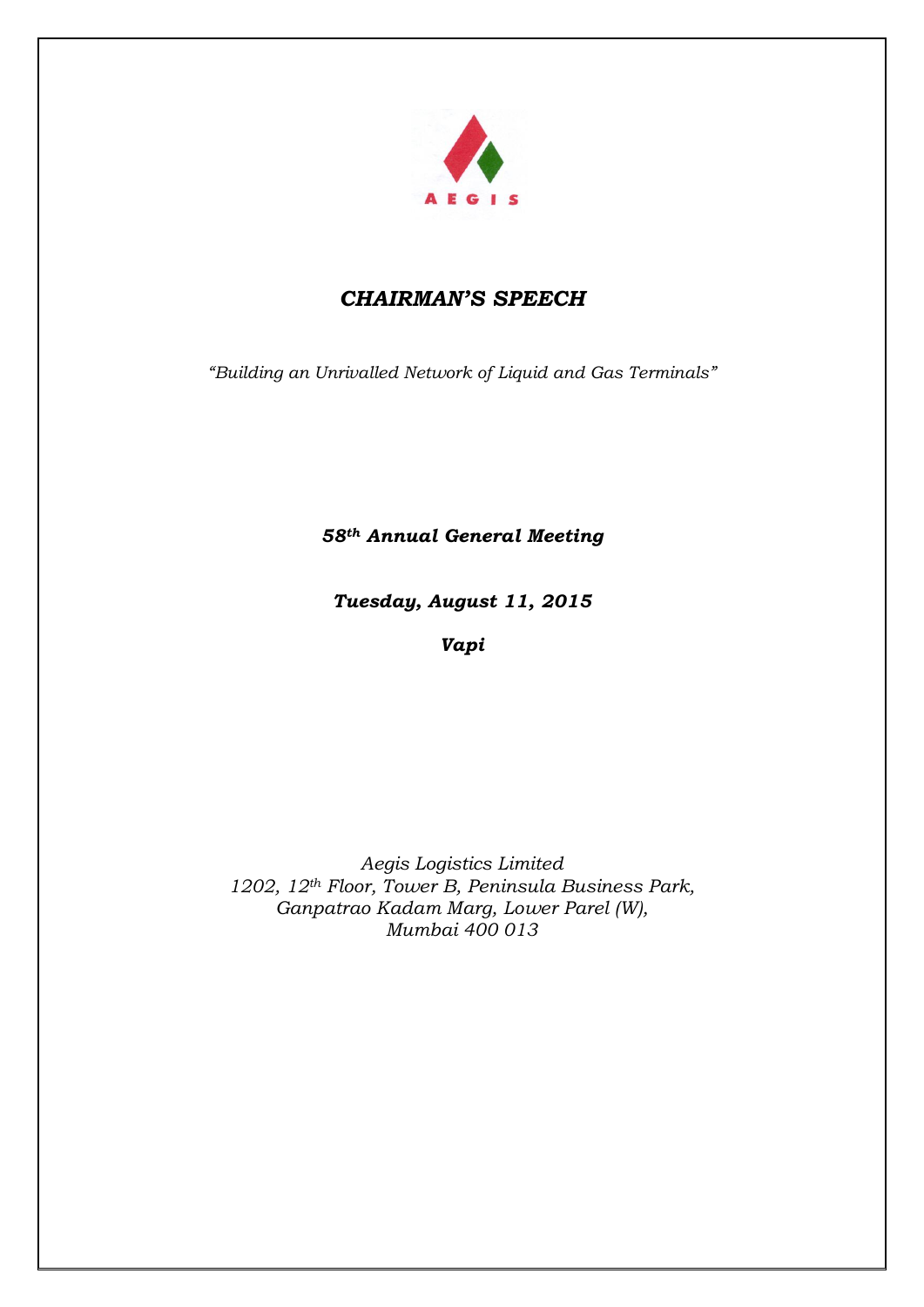AEGIS

# *CHAIRMAN'S SPEECH*

*"Building an Unrivalled Network of Liquid and Gas Terminals"*

***58th Annual General Meeting***

***Tuesday, August 11, 2015***

***Vapi***

*Aegis Logistics Limited*
*1202, 12th Floor, Tower B, Peninsula Business Park,*
*Ganpatrao Kadam Marg, Lower Parel (W),*
*Mumbai 400 013*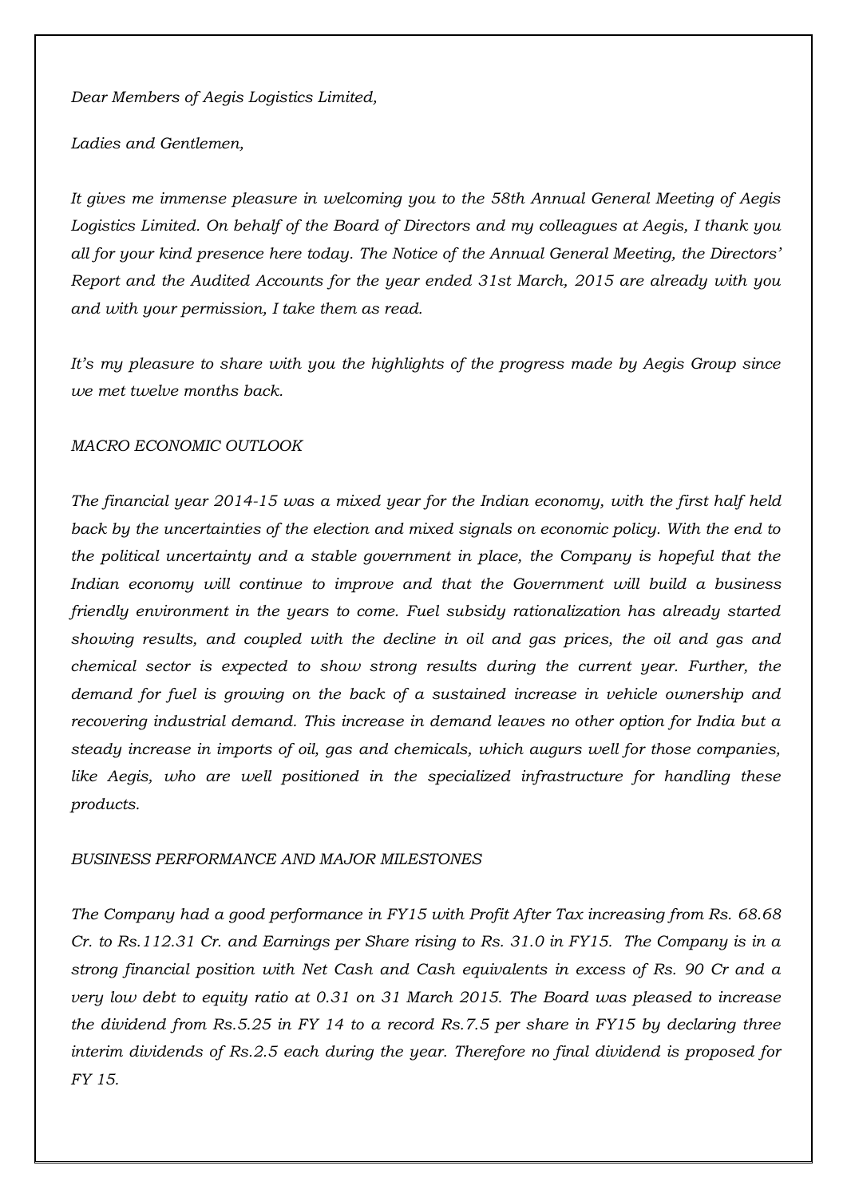*Dear Members of Aegis Logistics Limited,*

*Ladies and Gentlemen,*

*It gives me immense pleasure in welcoming you to the 58th Annual General Meeting of Aegis Logistics Limited. On behalf of the Board of Directors and my colleagues at Aegis, I thank you all for your kind presence here today. The Notice of the Annual General Meeting, the Directors' Report and the Audited Accounts for the year ended 31st March, 2015 are already with you and with your permission, I take them as read.*

*It's my pleasure to share with you the highlights of the progress made by Aegis Group since we met twelve months back.*

*MACRO ECONOMIC OUTLOOK*

*The financial year 2014-15 was a mixed year for the Indian economy, with the first half held back by the uncertainties of the election and mixed signals on economic policy. With the end to the political uncertainty and a stable government in place, the Company is hopeful that the Indian economy will continue to improve and that the Government will build a business friendly environment in the years to come. Fuel subsidy rationalization has already started showing results, and coupled with the decline in oil and gas prices, the oil and gas and chemical sector is expected to show strong results during the current year. Further, the demand for fuel is growing on the back of a sustained increase in vehicle ownership and recovering industrial demand. This increase in demand leaves no other option for India but a steady increase in imports of oil, gas and chemicals, which augurs well for those companies, like Aegis, who are well positioned in the specialized infrastructure for handling these products.*

*BUSINESS PERFORMANCE AND MAJOR MILESTONES*

*The Company had a good performance in FY15 with Profit After Tax increasing from Rs. 68.68 Cr. to Rs.112.31 Cr. and Earnings per Share rising to Rs. 31.0 in FY15. The Company is in a strong financial position with Net Cash and Cash equivalents in excess of Rs. 90 Cr and a very low debt to equity ratio at 0.31 on 31 March 2015. The Board was pleased to increase the dividend from Rs.5.25 in FY 14 to a record Rs.7.5 per share in FY15 by declaring three interim dividends of Rs.2.5 each during the year. Therefore no final dividend is proposed for FY 15.*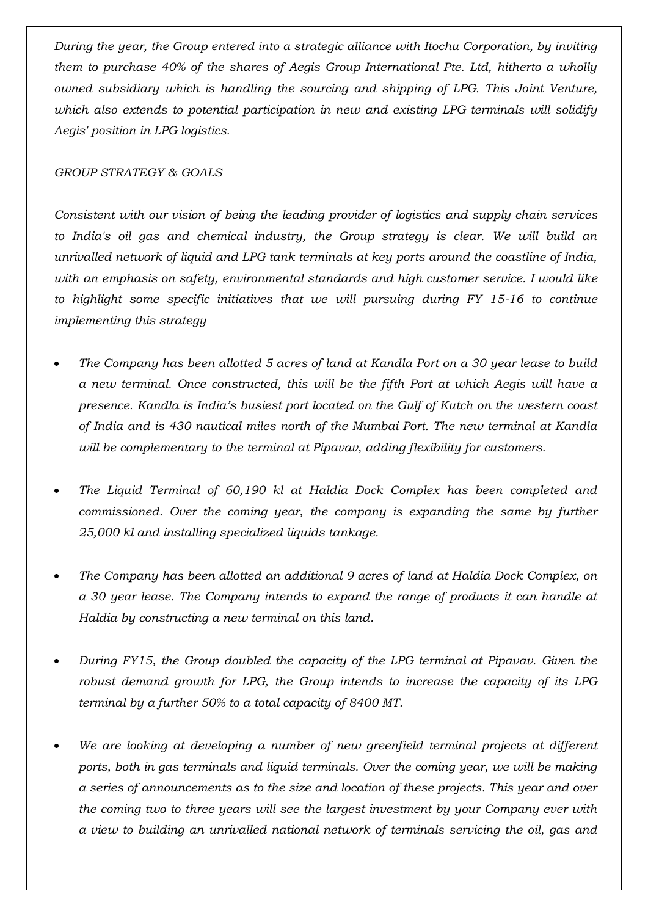*During the year, the Group entered into a strategic alliance with Itochu Corporation, by inviting them to purchase 40% of the shares of Aegis Group International Pte. Ltd, hitherto a wholly owned subsidiary which is handling the sourcing and shipping of LPG. This Joint Venture, which also extends to potential participation in new and existing LPG terminals will solidify Aegis' position in LPG logistics.*

*GROUP STRATEGY & GOALS*

*Consistent with our vision of being the leading provider of logistics and supply chain services to India's oil gas and chemical industry, the Group strategy is clear. We will build an unrivalled network of liquid and LPG tank terminals at key ports around the coastline of India, with an emphasis on safety, environmental standards and high customer service. I would like to highlight some specific initiatives that we will pursuing during FY 15-16 to continue implementing this strategy*

- *The Company has been allotted 5 acres of land at Kandla Port on a 30 year lease to build a new terminal. Once constructed, this will be the fifth Port at which Aegis will have a presence. Kandla is India's busiest port located on the Gulf of Kutch on the western coast of India and is 430 nautical miles north of the Mumbai Port. The new terminal at Kandla will be complementary to the terminal at Pipavav, adding flexibility for customers.*

- *The Liquid Terminal of 60,190 kl at Haldia Dock Complex has been completed and commissioned. Over the coming year, the company is expanding the same by further 25,000 kl and installing specialized liquids tankage.*

- *The Company has been allotted an additional 9 acres of land at Haldia Dock Complex, on a 30 year lease. The Company intends to expand the range of products it can handle at Haldia by constructing a new terminal on this land.*

- *During FY15, the Group doubled the capacity of the LPG terminal at Pipavav. Given the robust demand growth for LPG, the Group intends to increase the capacity of its LPG terminal by a further 50% to a total capacity of 8400 MT.*

- *We are looking at developing a number of new greenfield terminal projects at different ports, both in gas terminals and liquid terminals. Over the coming year, we will be making a series of announcements as to the size and location of these projects. This year and over the coming two to three years will see the largest investment by your Company ever with a view to building an unrivalled national network of terminals servicing the oil, gas and*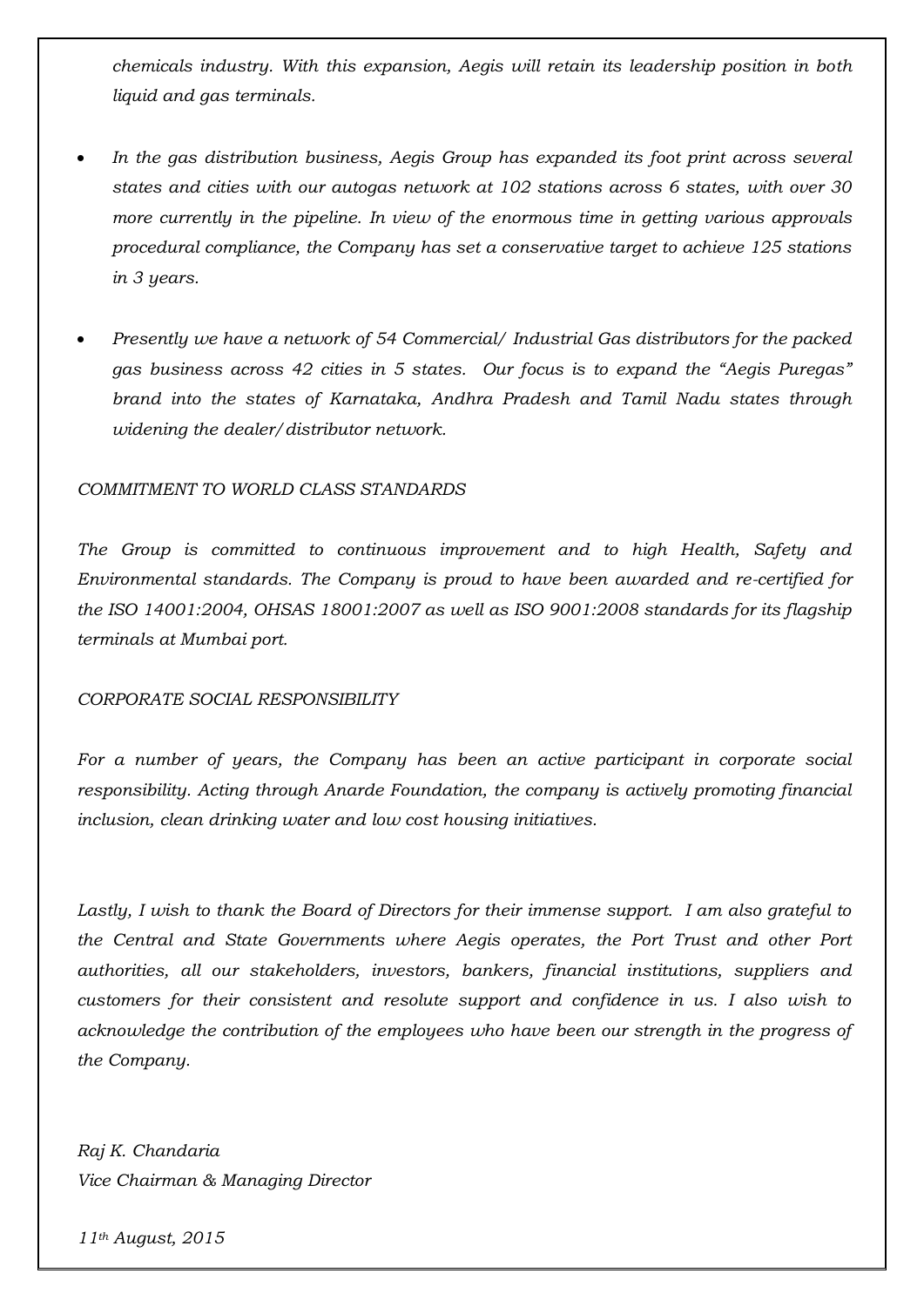*chemicals industry. With this expansion, Aegis will retain its leadership position in both liquid and gas terminals.*

- *In the gas distribution business, Aegis Group has expanded its foot print across several states and cities with our autogas network at 102 stations across 6 states, with over 30 more currently in the pipeline. In view of the enormous time in getting various approvals procedural compliance, the Company has set a conservative target to achieve 125 stations in 3 years.*

- *Presently we have a network of 54 Commercial/ Industrial Gas distributors for the packed gas business across 42 cities in 5 states. Our focus is to expand the "Aegis Puregas" brand into the states of Karnataka, Andhra Pradesh and Tamil Nadu states through widening the dealer/distributor network.*

*COMMITMENT TO WORLD CLASS STANDARDS*

*The Group is committed to continuous improvement and to high Health, Safety and Environmental standards. The Company is proud to have been awarded and re-certified for the ISO 14001:2004, OHSAS 18001:2007 as well as ISO 9001:2008 standards for its flagship terminals at Mumbai port.*

*CORPORATE SOCIAL RESPONSIBILITY*

*For a number of years, the Company has been an active participant in corporate social responsibility. Acting through Anarde Foundation, the company is actively promoting financial inclusion, clean drinking water and low cost housing initiatives.*

*Lastly, I wish to thank the Board of Directors for their immense support. I am also grateful to the Central and State Governments where Aegis operates, the Port Trust and other Port authorities, all our stakeholders, investors, bankers, financial institutions, suppliers and customers for their consistent and resolute support and confidence in us. I also wish to acknowledge the contribution of the employees who have been our strength in the progress of the Company.*

*Raj K. Chandaria*
*Vice Chairman & Managing Director*

*11th August, 2015*